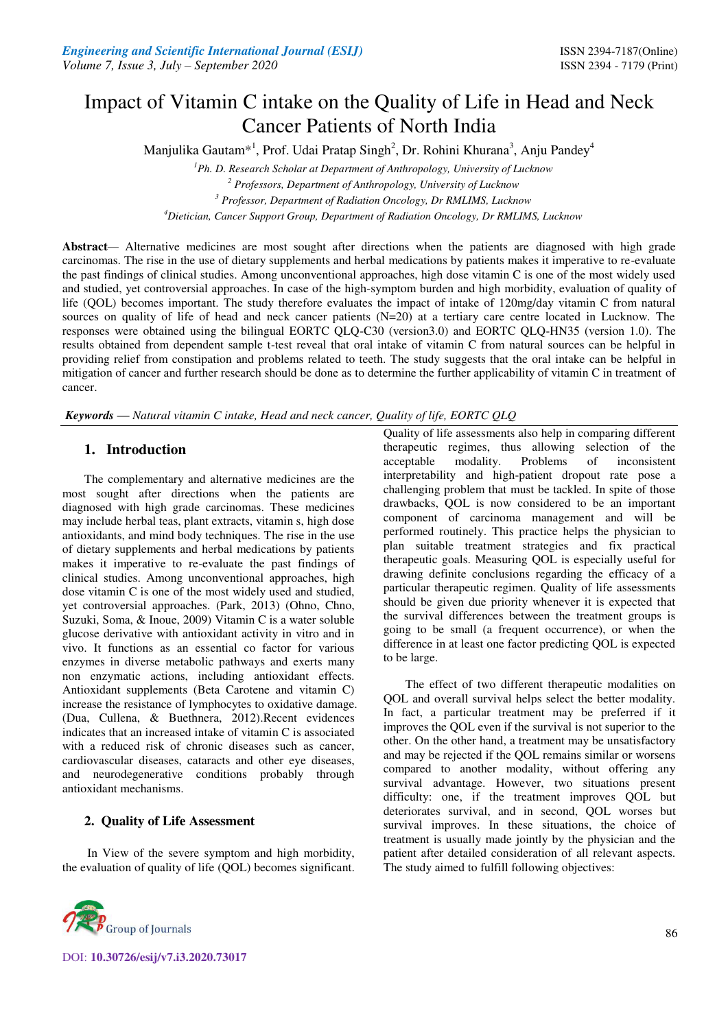# Impact of Vitamin C intake on the Quality of Life in Head and Neck Cancer Patients of North India

Manjulika Gautam*[1], Prof. Udai Pratap Singh[2], Dr. Rohini Khurana[3], Anju Pandey[4]

[1]*Ph. D. Research Scholar at Department of Anthropology, University of Lucknow*

[2] *Professors, Department of Anthropology, University of Lucknow*

[3] *Professor, Department of Radiation Oncology, Dr RMLIMS, Lucknow*

[4]*Dietician, Cancer Support Group, Department of Radiation Oncology, Dr RMLIMS, Lucknow*

**Abstract**— Alternative medicines are most sought after directions when the patients are diagnosed with high grade carcinomas. The rise in the use of dietary supplements and herbal medications by patients makes it imperative to re-evaluate the past findings of clinical studies. Among unconventional approaches, high dose vitamin C is one of the most widely used and studied, yet controversial approaches. In case of the high-symptom burden and high morbidity, evaluation of quality of life (QOL) becomes important. The study therefore evaluates the impact of intake of 120mg/day vitamin C from natural sources on quality of life of head and neck cancer patients (N=20) at a tertiary care centre located in Lucknow. The responses were obtained using the bilingual EORTC QLQ-C30 (version3.0) and EORTC QLQ-HN35 (version 1.0). The results obtained from dependent sample t-test reveal that oral intake of vitamin C from natural sources can be helpful in providing relief from constipation and problems related to teeth. The study suggests that the oral intake can be helpful in mitigation of cancer and further research should be done as to determine the further applicability of vitamin C in treatment of cancer.

***Keywords* — *Natural vitamin C intake, Head and neck cancer, Quality of life, EORTC QLQ***

## 1. Introduction

The complementary and alternative medicines are the most sought after directions when the patients are diagnosed with high grade carcinomas. These medicines may include herbal teas, plant extracts, vitamin s, high dose antioxidants, and mind body techniques. The rise in the use of dietary supplements and herbal medications by patients makes it imperative to re-evaluate the past findings of clinical studies. Among unconventional approaches, high dose vitamin C is one of the most widely used and studied, yet controversial approaches. (Park, 2013) (Ohno, Chno, Suzuki, Soma, & Inoue, 2009) Vitamin C is a water soluble glucose derivative with antioxidant activity in vitro and in vivo. It functions as an essential co factor for various enzymes in diverse metabolic pathways and exerts many non enzymatic actions, including antioxidant effects. Antioxidant supplements (Beta Carotene and vitamin C) increase the resistance of lymphocytes to oxidative damage. (Dua, Cullena, & Buethnera, 2012).Recent evidences indicates that an increased intake of vitamin C is associated with a reduced risk of chronic diseases such as cancer, cardiovascular diseases, cataracts and other eye diseases, and neurodegenerative conditions probably through antioxidant mechanisms.

## 2. Quality of Life Assessment

In View of the severe symptom and high morbidity, the evaluation of quality of life (QOL) becomes significant. Quality of life assessments also help in comparing different therapeutic regimes, thus allowing selection of the acceptable modality. Problems of inconsistent interpretability and high-patient dropout rate pose a challenging problem that must be tackled. In spite of those drawbacks, QOL is now considered to be an important component of carcinoma management and will be performed routinely. This practice helps the physician to plan suitable treatment strategies and fix practical therapeutic goals. Measuring QOL is especially useful for drawing definite conclusions regarding the efficacy of a particular therapeutic regimen. Quality of life assessments should be given due priority whenever it is expected that the survival differences between the treatment groups is going to be small (a frequent occurrence), or when the difference in at least one factor predicting QOL is expected to be large.

The effect of two different therapeutic modalities on QOL and overall survival helps select the better modality. In fact, a particular treatment may be preferred if it improves the QOL even if the survival is not superior to the other. On the other hand, a treatment may be unsatisfactory and may be rejected if the QOL remains similar or worsens compared to another modality, without offering any survival advantage. However, two situations present difficulty: one, if the treatment improves QOL but deteriorates survival, and in second, QOL worses but survival improves. In these situations, the choice of treatment is usually made jointly by the physician and the patient after detailed consideration of all relevant aspects. The study aimed to fulfill following objectives: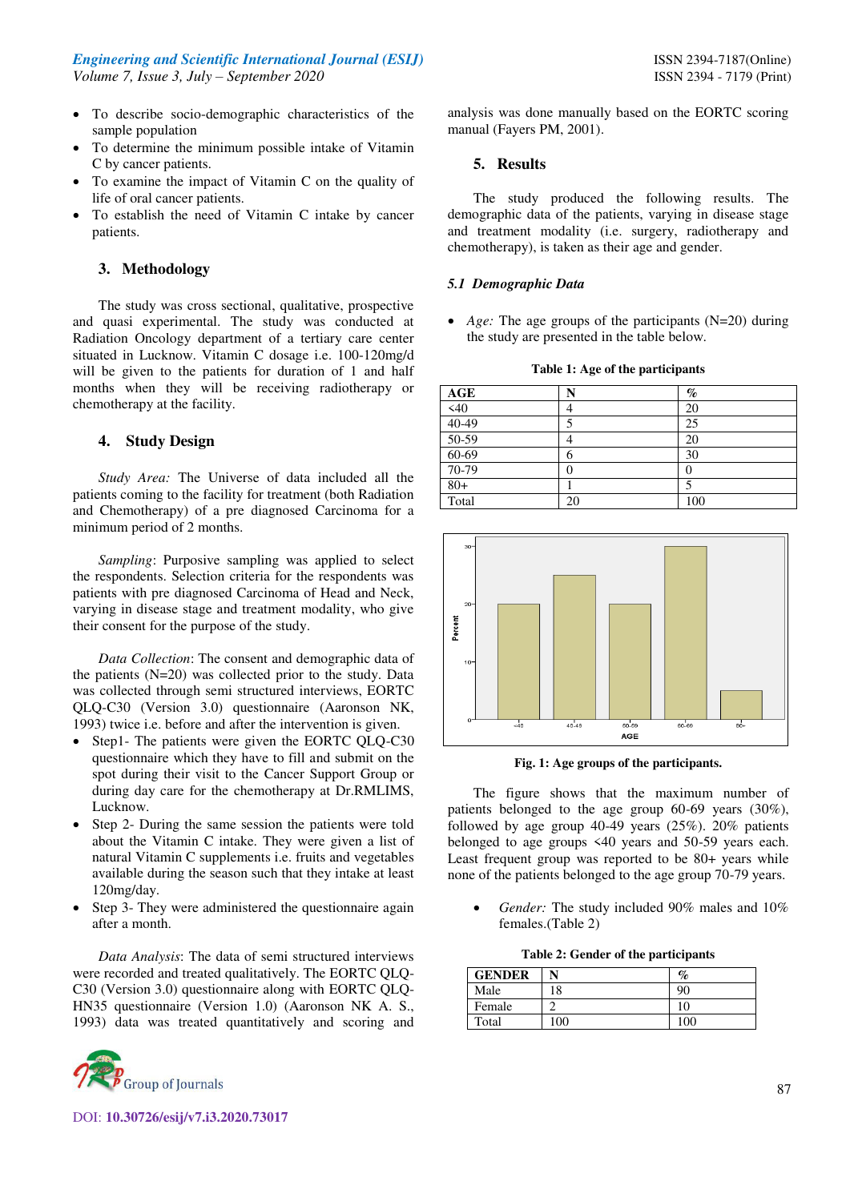- To describe socio-demographic characteristics of the sample population
- To determine the minimum possible intake of Vitamin C by cancer patients.
- To examine the impact of Vitamin C on the quality of life of oral cancer patients.
- To establish the need of Vitamin C intake by cancer patients.

## 3. Methodology

The study was cross sectional, qualitative, prospective and quasi experimental. The study was conducted at Radiation Oncology department of a tertiary care center situated in Lucknow. Vitamin C dosage i.e. 100-120mg/d will be given to the patients for duration of 1 and half months when they will be receiving radiotherapy or chemotherapy at the facility.

## 4. Study Design

*Study Area:* The Universe of data included all the patients coming to the facility for treatment (both Radiation and Chemotherapy) of a pre diagnosed Carcinoma for a minimum period of 2 months.

*Sampling*: Purposive sampling was applied to select the respondents. Selection criteria for the respondents was patients with pre diagnosed Carcinoma of Head and Neck, varying in disease stage and treatment modality, who give their consent for the purpose of the study.

*Data Collection*: The consent and demographic data of the patients (N=20) was collected prior to the study. Data was collected through semi structured interviews, EORTC QLQ-C30 (Version 3.0) questionnaire (Aaronson NK, 1993) twice i.e. before and after the intervention is given.

- Step1- The patients were given the EORTC QLQ-C30 questionnaire which they have to fill and submit on the spot during their visit to the Cancer Support Group or during day care for the chemotherapy at Dr.RMLIMS, Lucknow.
- Step 2- During the same session the patients were told about the Vitamin C intake. They were given a list of natural Vitamin C supplements i.e. fruits and vegetables available during the season such that they intake at least 120mg/day.
- Step 3- They were administered the questionnaire again after a month.

*Data Analysis*: The data of semi structured interviews were recorded and treated qualitatively. The EORTC QLQ-C30 (Version 3.0) questionnaire along with EORTC QLQ-HN35 questionnaire (Version 1.0) (Aaronson NK A. S., 1993) data was treated quantitatively and scoring and analysis was done manually based on the EORTC scoring manual (Fayers PM, 2001).

## 5. Results

The study produced the following results. The demographic data of the patients, varying in disease stage and treatment modality (i.e. surgery, radiotherapy and chemotherapy), is taken as their age and gender.

### *5.1 Demographic Data*

- *Age:* The age groups of the participants (N=20) during the study are presented in the table below.

**Table 1: Age of the participants**

| AGE | N | % |
|---|---|---|
| <40 | 4 | 20 |
| 40-49 | 5 | 25 |
| 50-59 | 4 | 20 |
| 60-69 | 6 | 30 |
| 70-79 | 0 | 0 |
| 80+ | 1 | 5 |
| Total | 20 | 100 |

**Fig. 1: Age groups of the participants.**

The figure shows that the maximum number of patients belonged to the age group 60-69 years (30%), followed by age group 40-49 years (25%). 20% patients belonged to age groups <40 years and 50-59 years each. Least frequent group was reported to be 80+ years while none of the patients belonged to the age group 70-79 years.

- *Gender:* The study included 90% males and 10% females.(Table 2)

**Table 2: Gender of the participants**

| GENDER | N | % |
|---|---|---|
| Male | 18 | 90 |
| Female | 2 | 10 |
| Total | 100 | 100 |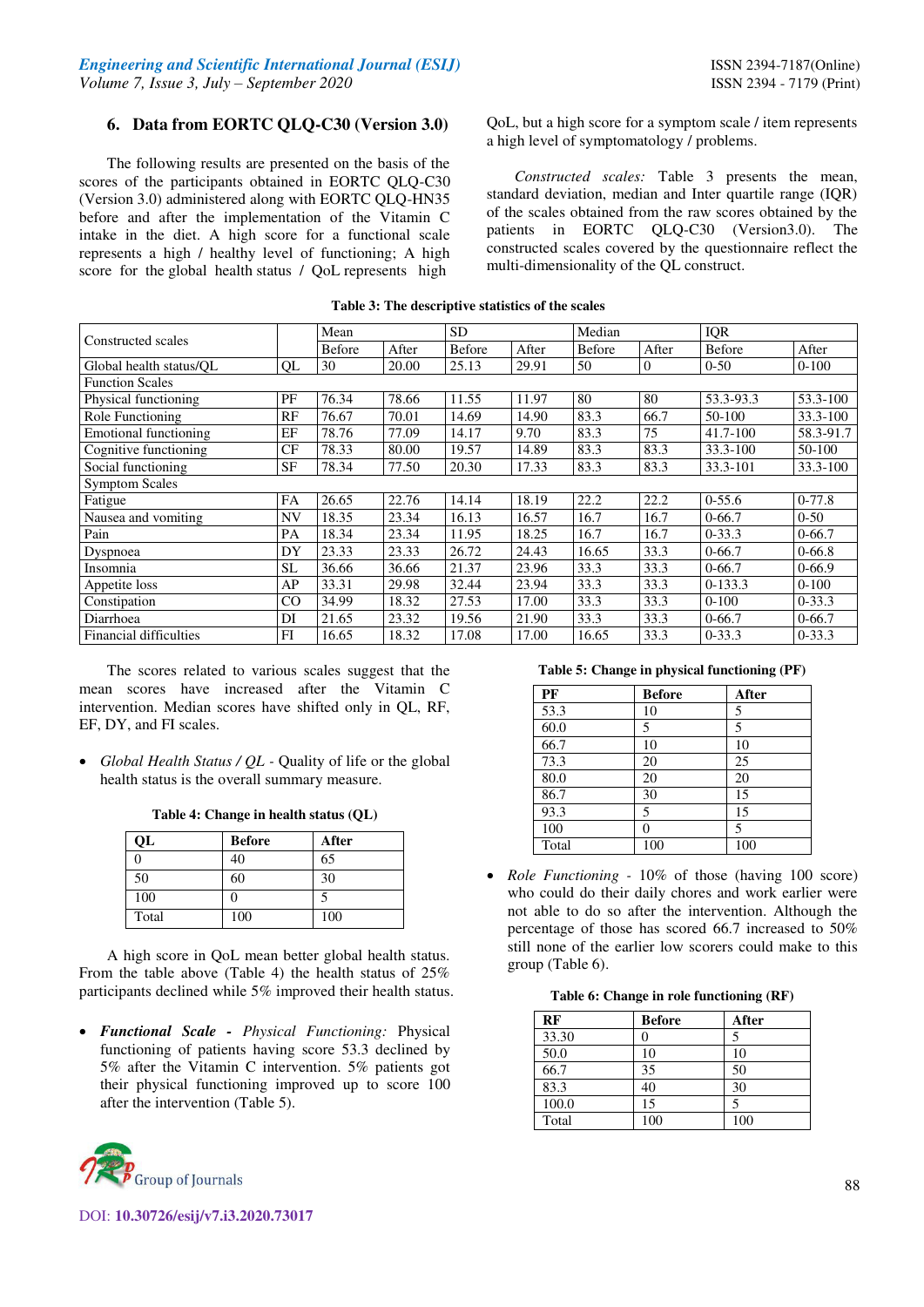## 6. Data from EORTC QLQ-C30 (Version 3.0)

The following results are presented on the basis of the scores of the participants obtained in EORTC QLQ-C30 (Version 3.0) administered along with EORTC QLQ-HN35 before and after the implementation of the Vitamin C intake in the diet. A high score for a functional scale represents a high / healthy level of functioning; A high score for the global health status / QoL represents high QoL, but a high score for a symptom scale / item represents a high level of symptomatology / problems.

*Constructed scales:* Table 3 presents the mean, standard deviation, median and Inter quartile range (IQR) of the scales obtained from the raw scores obtained by the patients in EORTC QLQ-C30 (Version3.0). The constructed scales covered by the questionnaire reflect the multi-dimensionality of the QL construct.

**Table 3: The descriptive statistics of the scales**

| Constructed scales | | Mean | | SD | | Median | | IQR | |
|---|---|---|---|---|---|---|---|---|---|
| | | Before | After | Before | After | Before | After | Before | After |
| Global health status/QL | QL | 30 | 20.00 | 25.13 | 29.91 | 50 | 0 | 0-50 | 0-100 |
| Function Scales | | | | | | | | | |
| Physical functioning | PF | 76.34 | 78.66 | 11.55 | 11.97 | 80 | 80 | 53.3-93.3 | 53.3-100 |
| Role Functioning | RF | 76.67 | 70.01 | 14.69 | 14.90 | 83.3 | 66.7 | 50-100 | 33.3-100 |
| Emotional functioning | EF | 78.76 | 77.09 | 14.17 | 9.70 | 83.3 | 75 | 41.7-100 | 58.3-91.7 |
| Cognitive functioning | CF | 78.33 | 80.00 | 19.57 | 14.89 | 83.3 | 83.3 | 33.3-100 | 50-100 |
| Social functioning | SF | 78.34 | 77.50 | 20.30 | 17.33 | 83.3 | 83.3 | 33.3-101 | 33.3-100 |
| Symptom Scales | | | | | | | | | |
| Fatigue | FA | 26.65 | 22.76 | 14.14 | 18.19 | 22.2 | 22.2 | 0-55.6 | 0-77.8 |
| Nausea and vomiting | NV | 18.35 | 23.34 | 16.13 | 16.57 | 16.7 | 16.7 | 0-66.7 | 0-50 |
| Pain | PA | 18.34 | 23.34 | 11.95 | 18.25 | 16.7 | 16.7 | 0-33.3 | 0-66.7 |
| Dyspnoea | DY | 23.33 | 23.33 | 26.72 | 24.43 | 16.65 | 33.3 | 0-66.7 | 0-66.8 |
| Insomnia | SL | 36.66 | 36.66 | 21.37 | 23.96 | 33.3 | 33.3 | 0-66.7 | 0-66.9 |
| Appetite loss | AP | 33.31 | 29.98 | 32.44 | 23.94 | 33.3 | 33.3 | 0-133.3 | 0-100 |
| Constipation | CO | 34.99 | 18.32 | 27.53 | 17.00 | 33.3 | 33.3 | 0-100 | 0-33.3 |
| Diarrhoea | DI | 21.65 | 23.32 | 19.56 | 21.90 | 33.3 | 33.3 | 0-66.7 | 0-66.7 |
| Financial difficulties | FI | 16.65 | 18.32 | 17.08 | 17.00 | 16.65 | 33.3 | 0-33.3 | 0-33.3 |

The scores related to various scales suggest that the mean scores have increased after the Vitamin C intervention. Median scores have shifted only in QL, RF, EF, DY, and FI scales.

- *Global Health Status / QL* - Quality of life or the global health status is the overall summary measure.

**Table 4: Change in health status (QL)**

| QL | Before | After |
|---|---|---|
| 0 | 40 | 65 |
| 50 | 60 | 30 |
| 100 | 0 | 5 |
| Total | 100 | 100 |

A high score in QoL mean better global health status. From the table above (Table 4) the health status of 25% participants declined while 5% improved their health status.

- ***Functional Scale*** ***-*** *Physical Functioning:* Physical functioning of patients having score 53.3 declined by 5% after the Vitamin C intervention. 5% patients got their physical functioning improved up to score 100 after the intervention (Table 5).

**Table 5: Change in physical functioning (PF)**

| PF | Before | After |
|---|---|---|
| 53.3 | 10 | 5 |
| 60.0 | 5 | 5 |
| 66.7 | 10 | 10 |
| 73.3 | 20 | 25 |
| 80.0 | 20 | 20 |
| 86.7 | 30 | 15 |
| 93.3 | 5 | 15 |
| 100 | 0 | 5 |
| Total | 100 | 100 |

- *Role Functioning* - 10% of those (having 100 score) who could do their daily chores and work earlier were not able to do so after the intervention. Although the percentage of those has scored 66.7 increased to 50% still none of the earlier low scorers could make to this group (Table 6).

**Table 6: Change in role functioning (RF)**

| RF | Before | After |
|---|---|---|
| 33.30 | 0 | 5 |
| 50.0 | 10 | 10 |
| 66.7 | 35 | 50 |
| 83.3 | 40 | 30 |
| 100.0 | 15 | 5 |
| Total | 100 | 100 |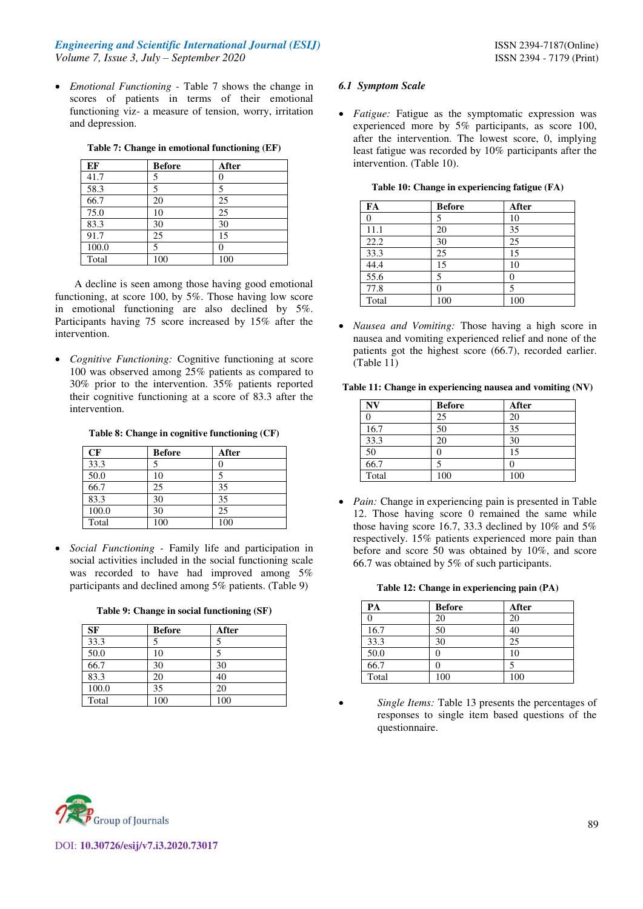- *Emotional Functioning* - Table 7 shows the change in scores of patients in terms of their emotional functioning viz- a measure of tension, worry, irritation and depression.

**Table 7: Change in emotional functioning (EF)**

| EF | Before | After |
|---|---|---|
| 41.7 | 5 | 0 |
| 58.3 | 5 | 5 |
| 66.7 | 20 | 25 |
| 75.0 | 10 | 25 |
| 83.3 | 30 | 30 |
| 91.7 | 25 | 15 |
| 100.0 | 5 | 0 |
| Total | 100 | 100 |

A decline is seen among those having good emotional functioning, at score 100, by 5%. Those having low score in emotional functioning are also declined by 5%. Participants having 75 score increased by 15% after the intervention.

- *Cognitive Functioning:* Cognitive functioning at score 100 was observed among 25% patients as compared to 30% prior to the intervention. 35% patients reported their cognitive functioning at a score of 83.3 after the intervention.

**Table 8: Change in cognitive functioning (CF)**

| CF | Before | After |
|---|---|---|
| 33.3 | 5 | 0 |
| 50.0 | 10 | 5 |
| 66.7 | 25 | 35 |
| 83.3 | 30 | 35 |
| 100.0 | 30 | 25 |
| Total | 100 | 100 |

- *Social Functioning* - Family life and participation in social activities included in the social functioning scale was recorded to have had improved among 5% participants and declined among 5% patients. (Table 9)

**Table 9: Change in social functioning (SF)**

| SF | Before | After |
|---|---|---|
| 33.3 | 5 | 5 |
| 50.0 | 10 | 5 |
| 66.7 | 30 | 30 |
| 83.3 | 20 | 40 |
| 100.0 | 35 | 20 |
| Total | 100 | 100 |

### *6.1 Symptom Scale*

- *Fatigue:* Fatigue as the symptomatic expression was experienced more by 5% participants, as score 100, after the intervention. The lowest score, 0, implying least fatigue was recorded by 10% participants after the intervention. (Table 10).

**Table 10: Change in experiencing fatigue (FA)**

| FA | Before | After |
|---|---|---|
| 0 | 5 | 10 |
| 11.1 | 20 | 35 |
| 22.2 | 30 | 25 |
| 33.3 | 25 | 15 |
| 44.4 | 15 | 10 |
| 55.6 | 5 | 0 |
| 77.8 | 0 | 5 |
| Total | 100 | 100 |

- *Nausea and Vomiting:* Those having a high score in nausea and vomiting experienced relief and none of the patients got the highest score (66.7), recorded earlier. (Table 11)

**Table 11: Change in experiencing nausea and vomiting (NV)**

| NV | Before | After |
|---|---|---|
| 0 | 25 | 20 |
| 16.7 | 50 | 35 |
| 33.3 | 20 | 30 |
| 50 | 0 | 15 |
| 66.7 | 5 | 0 |
| Total | 100 | 100 |

- *Pain:* Change in experiencing pain is presented in Table 12. Those having score 0 remained the same while those having score 16.7, 33.3 declined by 10% and 5% respectively. 15% patients experienced more pain than before and score 50 was obtained by 10%, and score 66.7 was obtained by 5% of such participants.

**Table 12: Change in experiencing pain (PA)**

| PA | Before | After |
|---|---|---|
| 0 | 20 | 20 |
| 16.7 | 50 | 40 |
| 33.3 | 30 | 25 |
| 50.0 | 0 | 10 |
| 66.7 | 0 | 5 |
| Total | 100 | 100 |

- *Single Items:* Table 13 presents the percentages of responses to single item based questions of the questionnaire.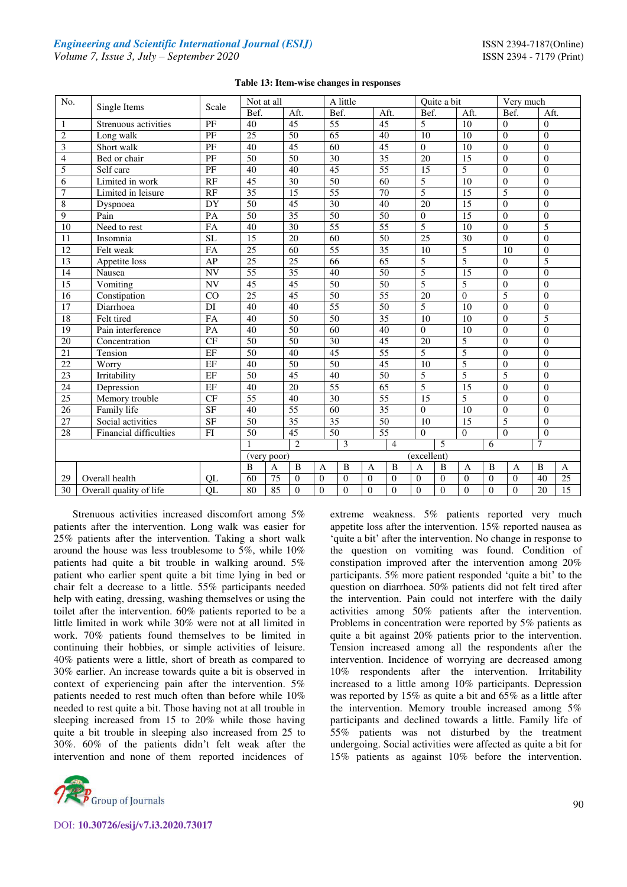**Table 13: Item-wise changes in responses**

| No. | Single Items | Scale | Not at all | | A little | | Quite a bit | | Very much | |
|---|---|---|---|---|---|---|---|---|---|---|
| | | | Bef. | Aft. | Bef. | Aft. | Bef. | Aft. | Bef. | Aft. |
| 1 | Strenuous activities | PF | 40 | 45 | 55 | 45 | 5 | 10 | 0 | 0 |
| 2 | Long walk | PF | 25 | 50 | 65 | 40 | 10 | 10 | 0 | 0 |
| 3 | Short walk | PF | 40 | 45 | 60 | 45 | 0 | 10 | 0 | 0 |
| 4 | Bed or chair | PF | 50 | 50 | 30 | 35 | 20 | 15 | 0 | 0 |
| 5 | Self care | PF | 40 | 40 | 45 | 55 | 15 | 5 | 0 | 0 |
| 6 | Limited in work | RF | 45 | 30 | 50 | 60 | 5 | 10 | 0 | 0 |
| 7 | Limited in leisure | RF | 35 | 15 | 55 | 70 | 5 | 15 | 5 | 0 |
| 8 | Dyspnoea | DY | 50 | 45 | 30 | 40 | 20 | 15 | 0 | 0 |
| 9 | Pain | PA | 50 | 35 | 50 | 50 | 0 | 15 | 0 | 0 |
| 10 | Need to rest | FA | 40 | 30 | 55 | 55 | 5 | 10 | 0 | 5 |
| 11 | Insomnia | SL | 15 | 20 | 60 | 50 | 25 | 30 | 0 | 0 |
| 12 | Felt weak | FA | 25 | 60 | 55 | 35 | 10 | 5 | 10 | 0 |
| 13 | Appetite loss | AP | 25 | 25 | 66 | 65 | 5 | 5 | 0 | 5 |
| 14 | Nausea | NV | 55 | 35 | 40 | 50 | 5 | 15 | 0 | 0 |
| 15 | Vomiting | NV | 45 | 45 | 50 | 50 | 5 | 5 | 0 | 0 |
| 16 | Constipation | CO | 25 | 45 | 50 | 55 | 20 | 0 | 5 | 0 |
| 17 | Diarrhoea | DI | 40 | 40 | 55 | 50 | 5 | 10 | 0 | 0 |
| 18 | Felt tired | FA | 40 | 50 | 50 | 35 | 10 | 10 | 0 | 5 |
| 19 | Pain interference | PA | 40 | 50 | 60 | 40 | 0 | 10 | 0 | 0 |
| 20 | Concentration | CF | 50 | 50 | 30 | 45 | 20 | 5 | 0 | 0 |
| 21 | Tension | EF | 50 | 40 | 45 | 55 | 5 | 5 | 0 | 0 |
| 22 | Worry | EF | 40 | 50 | 50 | 45 | 10 | 5 | 0 | 0 |
| 23 | Irritability | EF | 50 | 45 | 40 | 50 | 5 | 5 | 5 | 0 |
| 24 | Depression | EF | 40 | 20 | 55 | 65 | 5 | 15 | 0 | 0 |
| 25 | Memory trouble | CF | 55 | 40 | 30 | 55 | 15 | 5 | 0 | 0 |
| 26 | Family life | SF | 40 | 55 | 60 | 35 | 0 | 10 | 0 | 0 |
| 27 | Social activities | SF | 50 | 35 | 35 | 50 | 10 | 15 | 5 | 0 |
| 28 | Financial difficulties | FI | 50 | 45 | 50 | 55 | 0 | 0 | 0 | 0 |

| No. | Single Items | Scale | 1 (very poor) | | 2 | | 3 | | 4 | | 5 | | 6 | | 7 (excellent) | |
|---|---|---|---|---|---|---|---|---|---|---|---|---|---|---|---|---|
| | | | B | A | B | A | B | A | B | A | B | A | B | A | B | A |
| 29 | Overall health | QL | 60 | 75 | 0 | 0 | 0 | 0 | 0 | 0 | 0 | 0 | 0 | 0 | 40 | 25 |
| 30 | Overall quality of life | QL | 80 | 85 | 0 | 0 | 0 | 0 | 0 | 0 | 0 | 0 | 0 | 0 | 20 | 15 |

Strenuous activities increased discomfort among 5% patients after the intervention. Long walk was easier for 25% patients after the intervention. Taking a short walk around the house was less troublesome to 5%, while 10% patients had quite a bit trouble in walking around. 5% patient who earlier spent quite a bit time lying in bed or chair felt a decrease to a little. 55% participants needed help with eating, dressing, washing themselves or using the toilet after the intervention. 60% patients reported to be a little limited in work while 30% were not at all limited in work. 70% patients found themselves to be limited in continuing their hobbies, or simple activities of leisure. 40% patients were a little, short of breath as compared to 30% earlier. An increase towards quite a bit is observed in context of experiencing pain after the intervention. 5% patients needed to rest much often than before while 10% needed to rest quite a bit. Those having not at all trouble in sleeping increased from 15 to 20% while those having quite a bit trouble in sleeping also increased from 25 to 30%. 60% of the patients didn't felt weak after the intervention and none of them reported incidences of extreme weakness. 5% patients reported very much appetite loss after the intervention. 15% reported nausea as 'quite a bit' after the intervention. No change in response to the question on vomiting was found. Condition of constipation improved after the intervention among 20% participants. 5% more patient responded 'quite a bit' to the question on diarrhoea. 50% patients did not felt tired after the intervention. Pain could not interfere with the daily activities among 50% patients after the intervention. Problems in concentration were reported by 5% patients as quite a bit against 20% patients prior to the intervention. Tension increased among all the respondents after the intervention. Incidence of worrying are decreased among 10% respondents after the intervention. Irritability increased to a little among 10% participants. Depression was reported by 15% as quite a bit and 65% as a little after the intervention. Memory trouble increased among 5% participants and declined towards a little. Family life of 55% patients was not disturbed by the treatment undergoing. Social activities were affected as quite a bit for 15% patients as against 10% before the intervention.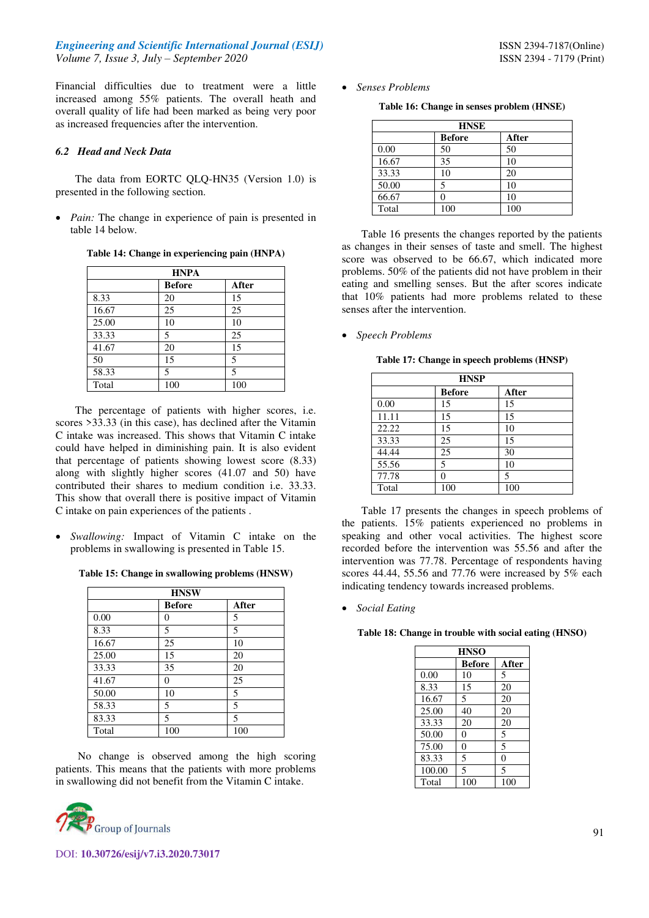Financial difficulties due to treatment were a little increased among 55% patients. The overall heath and overall quality of life had been marked as being very poor as increased frequencies after the intervention.

### *6.2 Head and Neck Data*

The data from EORTC QLQ-HN35 (Version 1.0) is presented in the following section.

- *Pain:* The change in experience of pain is presented in table 14 below.

**Table 14: Change in experiencing pain (HNPA)**

| HNPA | | |
|---|---|---|
| | **Before** | **After** |
| 8.33 | 20 | 15 |
| 16.67 | 25 | 25 |
| 25.00 | 10 | 10 |
| 33.33 | 5 | 25 |
| 41.67 | 20 | 15 |
| 50 | 15 | 5 |
| 58.33 | 5 | 5 |
| Total | 100 | 100 |

The percentage of patients with higher scores, i.e. scores >33.33 (in this case), has declined after the Vitamin C intake was increased. This shows that Vitamin C intake could have helped in diminishing pain. It is also evident that percentage of patients showing lowest score (8.33) along with slightly higher scores (41.07 and 50) have contributed their shares to medium condition i.e. 33.33. This show that overall there is positive impact of Vitamin C intake on pain experiences of the patients .

- *Swallowing:* Impact of Vitamin C intake on the problems in swallowing is presented in Table 15.

**Table 15: Change in swallowing problems (HNSW)**

| HNSW | | |
|---|---|---|
| | **Before** | **After** |
| 0.00 | 0 | 5 |
| 8.33 | 5 | 5 |
| 16.67 | 25 | 10 |
| 25.00 | 15 | 20 |
| 33.33 | 35 | 20 |
| 41.67 | 0 | 25 |
| 50.00 | 10 | 5 |
| 58.33 | 5 | 5 |
| 83.33 | 5 | 5 |
| Total | 100 | 100 |

No change is observed among the high scoring patients. This means that the patients with more problems in swallowing did not benefit from the Vitamin C intake.

- *Senses Problems*

**Table 16: Change in senses problem (HNSE)**

| HNSE | | |
|---|---|---|
| | **Before** | **After** |
| 0.00 | 50 | 50 |
| 16.67 | 35 | 10 |
| 33.33 | 10 | 20 |
| 50.00 | 5 | 10 |
| 66.67 | 0 | 10 |
| Total | 100 | 100 |

Table 16 presents the changes reported by the patients as changes in their senses of taste and smell. The highest score was observed to be 66.67, which indicated more problems. 50% of the patients did not have problem in their eating and smelling senses. But the after scores indicate that 10% patients had more problems related to these senses after the intervention.

- *Speech Problems*

**Table 17: Change in speech problems (HNSP)**

| HNSP | | |
|---|---|---|
| | **Before** | **After** |
| 0.00 | 15 | 15 |
| 11.11 | 15 | 15 |
| 22.22 | 15 | 10 |
| 33.33 | 25 | 15 |
| 44.44 | 25 | 30 |
| 55.56 | 5 | 10 |
| 77.78 | 0 | 5 |
| Total | 100 | 100 |

Table 17 presents the changes in speech problems of the patients. 15% patients experienced no problems in speaking and other vocal activities. The highest score recorded before the intervention was 55.56 and after the intervention was 77.78. Percentage of respondents having scores 44.44, 55.56 and 77.76 were increased by 5% each indicating tendency towards increased problems.

- *Social Eating*

**Table 18: Change in trouble with social eating (HNSO)**

| HNSO | | |
|---|---|---|
| | **Before** | **After** |
| 0.00 | 10 | 5 |
| 8.33 | 15 | 20 |
| 16.67 | 5 | 20 |
| 25.00 | 40 | 20 |
| 33.33 | 20 | 20 |
| 50.00 | 0 | 5 |
| 75.00 | 0 | 5 |
| 83.33 | 5 | 0 |
| 100.00 | 5 | 5 |
| Total | 100 | 100 |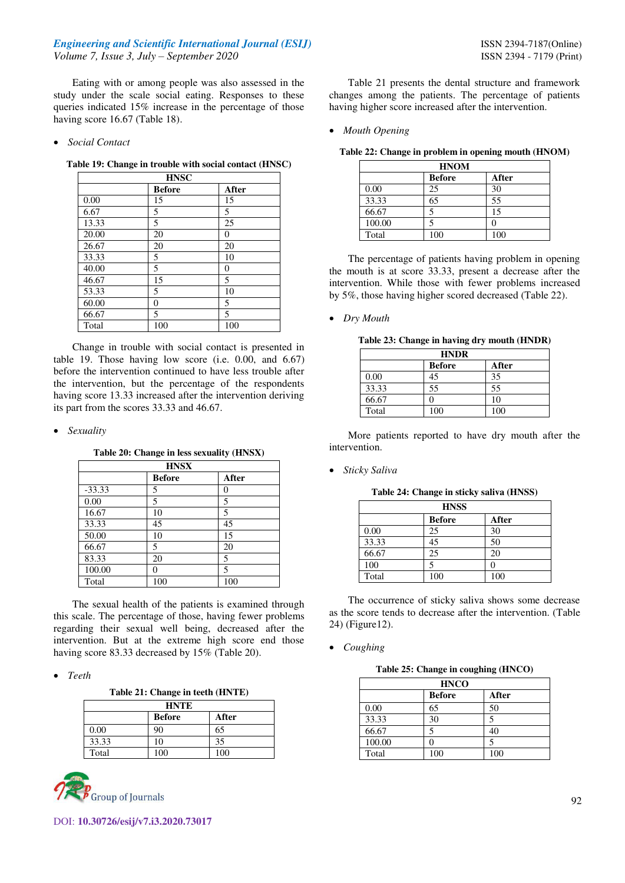Eating with or among people was also assessed in the study under the scale social eating. Responses to these queries indicated 15% increase in the percentage of those having score 16.67 (Table 18).

- *Social Contact*

**Table 19: Change in trouble with social contact (HNSC)**

| HNSC | | |
|---|---|---|
| | **Before** | **After** |
| 0.00 | 15 | 15 |
| 6.67 | 5 | 5 |
| 13.33 | 5 | 25 |
| 20.00 | 20 | 0 |
| 26.67 | 20 | 20 |
| 33.33 | 5 | 10 |
| 40.00 | 5 | 0 |
| 46.67 | 15 | 5 |
| 53.33 | 5 | 10 |
| 60.00 | 0 | 5 |
| 66.67 | 5 | 5 |
| Total | 100 | 100 |

Change in trouble with social contact is presented in table 19. Those having low score (i.e. 0.00, and 6.67) before the intervention continued to have less trouble after the intervention, but the percentage of the respondents having score 13.33 increased after the intervention deriving its part from the scores 33.33 and 46.67.

- *Sexuality*

**Table 20: Change in less sexuality (HNSX)**

| HNSX | | |
|---|---|---|
| | **Before** | **After** |
| -33.33 | 5 | 0 |
| 0.00 | 5 | 5 |
| 16.67 | 10 | 5 |
| 33.33 | 45 | 45 |
| 50.00 | 10 | 15 |
| 66.67 | 5 | 20 |
| 83.33 | 20 | 5 |
| 100.00 | 0 | 5 |
| Total | 100 | 100 |

The sexual health of the patients is examined through this scale. The percentage of those, having fewer problems regarding their sexual well being, decreased after the intervention. But at the extreme high score end those having score 83.33 decreased by 15% (Table 20).

- *Teeth*

**Table 21: Change in teeth (HNTE)**

| HNTE | | |
|---|---|---|
| | **Before** | **After** |
| 0.00 | 90 | 65 |
| 33.33 | 10 | 35 |
| Total | 100 | 100 |

Table 21 presents the dental structure and framework changes among the patients. The percentage of patients having higher score increased after the intervention.

- *Mouth Opening*

**Table 22: Change in problem in opening mouth (HNOM)**

| HNOM | | |
|---|---|---|
| | **Before** | **After** |
| 0.00 | 25 | 30 |
| 33.33 | 65 | 55 |
| 66.67 | 5 | 15 |
| 100.00 | 5 | 0 |
| Total | 100 | 100 |

The percentage of patients having problem in opening the mouth is at score 33.33, present a decrease after the intervention. While those with fewer problems increased by 5%, those having higher scored decreased (Table 22).

- *Dry Mouth*

**Table 23: Change in having dry mouth (HNDR)**

| HNDR | | |
|---|---|---|
| | **Before** | **After** |
| 0.00 | 45 | 35 |
| 33.33 | 55 | 55 |
| 66.67 | 0 | 10 |
| Total | 100 | 100 |

More patients reported to have dry mouth after the intervention.

- *Sticky Saliva*

**Table 24: Change in sticky saliva (HNSS)**

| HNSS | | |
|---|---|---|
| | **Before** | **After** |
| 0.00 | 25 | 30 |
| 33.33 | 45 | 50 |
| 66.67 | 25 | 20 |
| 100 | 5 | 0 |
| Total | 100 | 100 |

The occurrence of sticky saliva shows some decrease as the score tends to decrease after the intervention. (Table 24) (Figure12).

- *Coughing*

**Table 25: Change in coughing (HNCO)**

| HNCO | | |
|---|---|---|
| | **Before** | **After** |
| 0.00 | 65 | 50 |
| 33.33 | 30 | 5 |
| 66.67 | 5 | 40 |
| 100.00 | 0 | 5 |
| Total | 100 | 100 |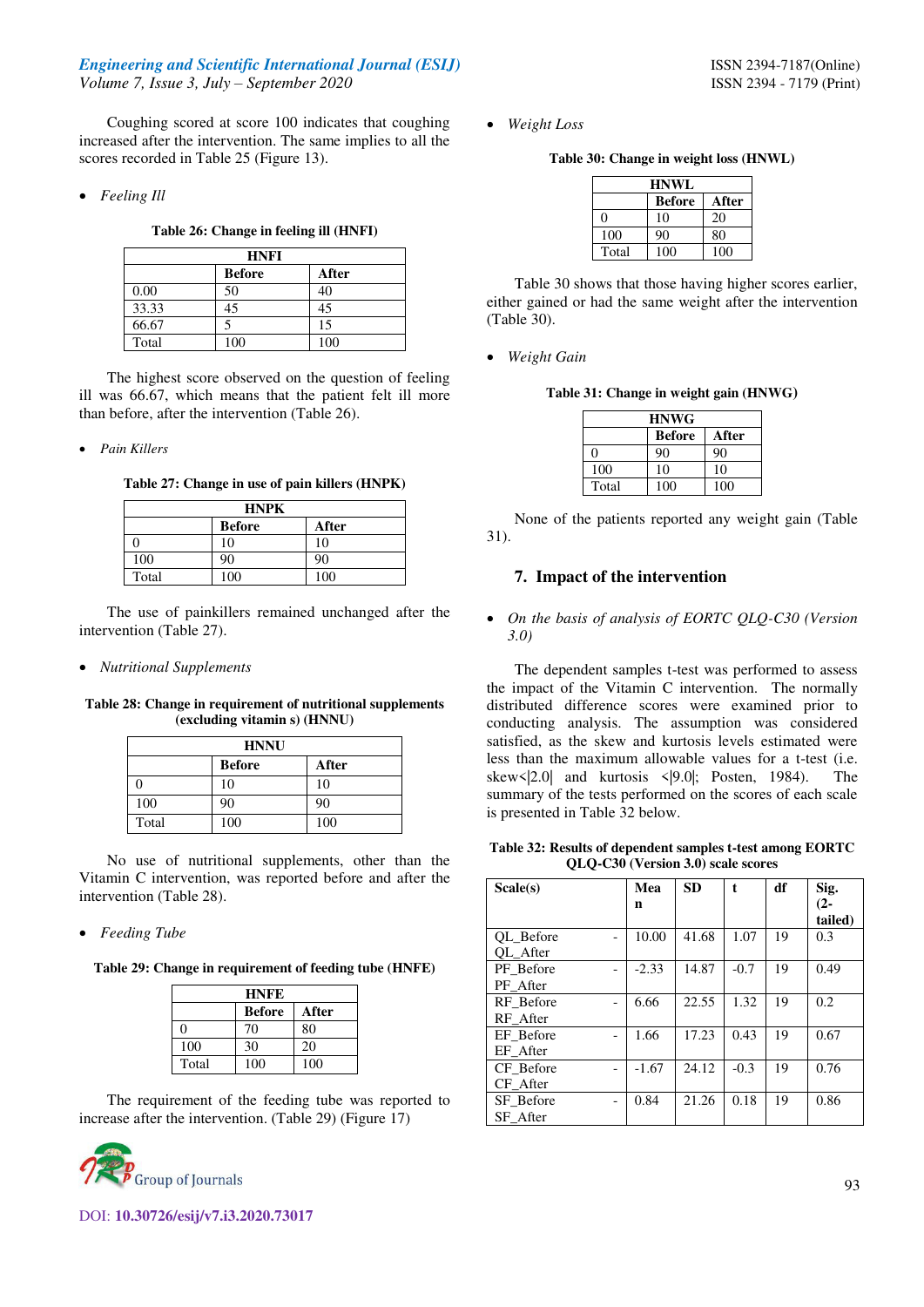Coughing scored at score 100 indicates that coughing increased after the intervention. The same implies to all the scores recorded in Table 25 (Figure 13).

- *Feeling Ill*

**Table 26: Change in feeling ill (HNFI)**

| HNFI | | |
|---|---|---|
| | **Before** | **After** |
| 0.00 | 50 | 40 |
| 33.33 | 45 | 45 |
| 66.67 | 5 | 15 |
| Total | 100 | 100 |

The highest score observed on the question of feeling ill was 66.67, which means that the patient felt ill more than before, after the intervention (Table 26).

- *Pain Killers*

**Table 27: Change in use of pain killers (HNPK)**

| HNPK | | |
|---|---|---|
| | **Before** | **After** |
| 0 | 10 | 10 |
| 100 | 90 | 90 |
| Total | 100 | 100 |

The use of painkillers remained unchanged after the intervention (Table 27).

- *Nutritional Supplements*

**Table 28: Change in requirement of nutritional supplements (excluding vitamin s) (HNNU)**

| HNNU | | |
|---|---|---|
| | **Before** | **After** |
| 0 | 10 | 10 |
| 100 | 90 | 90 |
| Total | 100 | 100 |

No use of nutritional supplements, other than the Vitamin C intervention, was reported before and after the intervention (Table 28).

- *Feeding Tube*

**Table 29: Change in requirement of feeding tube (HNFE)**

| HNFE | | |
|---|---|---|
| | **Before** | **After** |
| 0 | 70 | 80 |
| 100 | 30 | 20 |
| Total | 100 | 100 |

The requirement of the feeding tube was reported to increase after the intervention. (Table 29) (Figure 17)

- *Weight Loss*

**Table 30: Change in weight loss (HNWL)**

| HNWL | | |
|---|---|---|
| | **Before** | **After** |
| 0 | 10 | 20 |
| 100 | 90 | 80 |
| Total | 100 | 100 |

Table 30 shows that those having higher scores earlier, either gained or had the same weight after the intervention (Table 30).

- *Weight Gain*

**Table 31: Change in weight gain (HNWG)**

| HNWG | | |
|---|---|---|
| | **Before** | **After** |
| 0 | 90 | 90 |
| 100 | 10 | 10 |
| Total | 100 | 100 |

None of the patients reported any weight gain (Table 31).

## 7. Impact of the intervention

- *On the basis of analysis of EORTC QLQ-C30 (Version 3.0)*

The dependent samples t-test was performed to assess the impact of the Vitamin C intervention. The normally distributed difference scores were examined prior to conducting analysis. The assumption was considered satisfied, as the skew and kurtosis levels estimated were less than the maximum allowable values for a t-test (i.e. skew<|2.0| and kurtosis <|9.0|; Posten, 1984). The summary of the tests performed on the scores of each scale is presented in Table 32 below.

**Table 32: Results of dependent samples t-test among EORTC QLQ-C30 (Version 3.0) scale scores**

| Scale(s) | Mean | SD | t | df | Sig. (2-tailed) |
|---|---|---|---|---|---|
| QL_Before - QL_After | 10.00 | 41.68 | 1.07 | 19 | 0.3 |
| PF_Before - PF_After | -2.33 | 14.87 | -0.7 | 19 | 0.49 |
| RF_Before - RF_After | 6.66 | 22.55 | 1.32 | 19 | 0.2 |
| EF_Before - EF_After | 1.66 | 17.23 | 0.43 | 19 | 0.67 |
| CF_Before - CF_After | -1.67 | 24.12 | -0.3 | 19 | 0.76 |
| SF_Before - SF_After | 0.84 | 21.26 | 0.18 | 19 | 0.86 |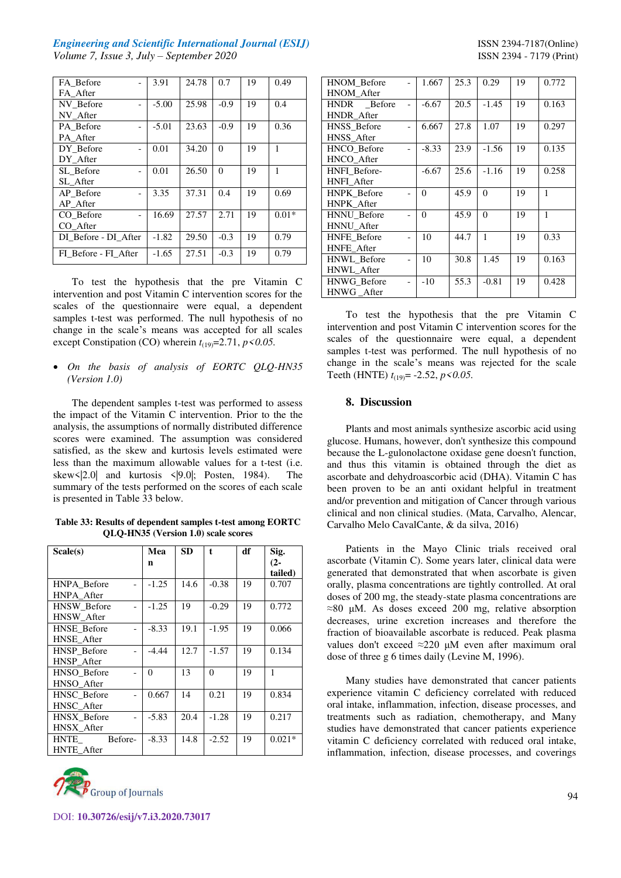| | | | | |
|---|---|---|---|---|
| FA_Before - FA_After | 3.91 | 24.78 | 0.7 | 19 | 0.49 |
| NV_Before - NV_After | -5.00 | 25.98 | -0.9 | 19 | 0.4 |
| PA_Before - PA_After | -5.01 | 23.63 | -0.9 | 19 | 0.36 |
| DY_Before - DY_After | 0.01 | 34.20 | 0 | 19 | 1 |
| SL_Before - SL_After | 0.01 | 26.50 | 0 | 19 | 1 |
| AP_Before - AP_After | 3.35 | 37.31 | 0.4 | 19 | 0.69 |
| CO_Before - CO_After | 16.69 | 27.57 | 2.71 | 19 | 0.01* |
| DI_Before - DI_After | -1.82 | 29.50 | -0.3 | 19 | 0.79 |
| FI_Before - FI_After | -1.65 | 27.51 | -0.3 | 19 | 0.79 |

To test the hypothesis that the pre Vitamin C intervention and post Vitamin C intervention scores for the scales of the questionnaire were equal, a dependent samples t-test was performed. The null hypothesis of no change in the scale's means was accepted for all scales except Constipation (CO) wherein $t_{(19)}$=2.71, $p<0.05$.

- *On the basis of analysis of EORTC QLQ-HN35 (Version 1.0)*

The dependent samples t-test was performed to assess the impact of the Vitamin C intervention. Prior to the the analysis, the assumptions of normally distributed difference scores were examined. The assumption was considered satisfied, as the skew and kurtosis levels estimated were less than the maximum allowable values for a t-test (i.e. skew<|2.0| and kurtosis <|9.0|; Posten, 1984). The summary of the tests performed on the scores of each scale is presented in Table 33 below.

**Table 33: Results of dependent samples t-test among EORTC QLQ-HN35 (Version 1.0) scale scores**

| Scale(s) | Mean | SD | t | df | Sig. (2-tailed) |
|---|---|---|---|---|---|
| HNPA_Before - HNPA_After | -1.25 | 14.6 | -0.38 | 19 | 0.707 |
| HNSW_Before - HNSW_After | -1.25 | 19 | -0.29 | 19 | 0.772 |
| HNSE_Before - HNSE_After | -8.33 | 19.1 | -1.95 | 19 | 0.066 |
| HNSP_Before - HNSP_After | -4.44 | 12.7 | -1.57 | 19 | 0.134 |
| HNSO_Before - HNSO_After | 0 | 13 | 0 | 19 | 1 |
| HNSC_Before - HNSC_After | 0.667 | 14 | 0.21 | 19 | 0.834 |
| HNSX_Before - HNSX_After | -5.83 | 20.4 | -1.28 | 19 | 0.217 |
| HNTE_ Before-HNTE_After | -8.33 | 14.8 | -2.52 | 19 | 0.021* |
| HNOM_Before - HNOM_After | 1.667 | 25.3 | 0.29 | 19 | 0.772 |
| HNDR _Before - HNDR_After | -6.67 | 20.5 | -1.45 | 19 | 0.163 |
| HNSS_Before - HNSS_After | 6.667 | 27.8 | 1.07 | 19 | 0.297 |
| HNCO_Before - HNCO_After | -8.33 | 23.9 | -1.56 | 19 | 0.135 |
| HNFI_Before-HNFI_After | -6.67 | 25.6 | -1.16 | 19 | 0.258 |
| HNPK_Before - HNPK_After | 0 | 45.9 | 0 | 19 | 1 |
| HNNU_Before - HNNU_After | 0 | 45.9 | 0 | 19 | 1 |
| HNFE_Before - HNFE_After | 10 | 44.7 | 1 | 19 | 0.33 |
| HNWL_Before - HNWL_After | 10 | 30.8 | 1.45 | 19 | 0.163 |
| HNWG_Before - HNWG _After | -10 | 55.3 | -0.81 | 19 | 0.428 |

To test the hypothesis that the pre Vitamin C intervention and post Vitamin C intervention scores for the scales of the questionnaire were equal, a dependent samples t-test was performed. The null hypothesis of no change in the scale's means was rejected for the scale Teeth (HNTE) $t_{(19)}$= -2.52, $p<0.05$.

## 8. Discussion

Plants and most animals synthesize ascorbic acid using glucose. Humans, however, don't synthesize this compound because the L-gulonolactone oxidase gene doesn't function, and thus this vitamin is obtained through the diet as ascorbate and dehydroascorbic acid (DHA). Vitamin C has been proven to be an anti oxidant helpful in treatment and/or prevention and mitigation of Cancer through various clinical and non clinical studies. (Mata, Carvalho, Alencar, Carvalho Melo CavalCante, & da silva, 2016)

Patients in the Mayo Clinic trials received oral ascorbate (Vitamin C). Some years later, clinical data were generated that demonstrated that when ascorbate is given orally, plasma concentrations are tightly controlled. At oral doses of 200 mg, the steady-state plasma concentrations are ≈80 µM. As doses exceed 200 mg, relative absorption decreases, urine excretion increases and therefore the fraction of bioavailable ascorbate is reduced. Peak plasma values don't exceed ≈220 µM even after maximum oral dose of three g 6 times daily (Levine M, 1996).

Many studies have demonstrated that cancer patients experience vitamin C deficiency correlated with reduced oral intake, inflammation, infection, disease processes, and treatments such as radiation, chemotherapy, and Many studies have demonstrated that cancer patients experience vitamin C deficiency correlated with reduced oral intake, inflammation, infection, disease processes, and coverings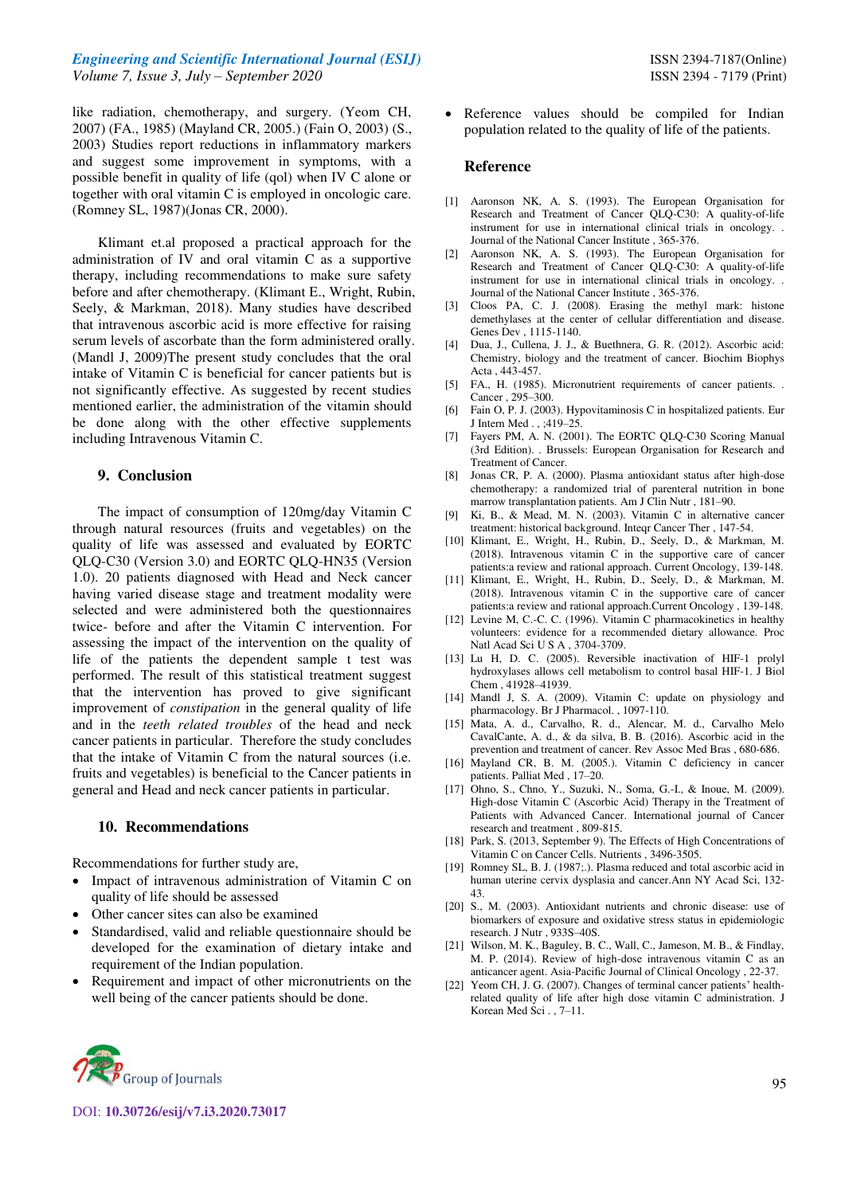like radiation, chemotherapy, and surgery. (Yeom CH, 2007) (FA., 1985) (Mayland CR, 2005.) (Fain O, 2003) (S., 2003) Studies report reductions in inflammatory markers and suggest some improvement in symptoms, with a possible benefit in quality of life (qol) when IV C alone or together with oral vitamin C is employed in oncologic care. (Romney SL, 1987)(Jonas CR, 2000).

Klimant et.al proposed a practical approach for the administration of IV and oral vitamin C as a supportive therapy, including recommendations to make sure safety before and after chemotherapy. (Klimant E., Wright, Rubin, Seely, & Markman, 2018). Many studies have described that intravenous ascorbic acid is more effective for raising serum levels of ascorbate than the form administered orally. (Mandl J, 2009)The present study concludes that the oral intake of Vitamin C is beneficial for cancer patients but is not significantly effective. As suggested by recent studies mentioned earlier, the administration of the vitamin should be done along with the other effective supplements including Intravenous Vitamin C.

## 9. Conclusion

The impact of consumption of 120mg/day Vitamin C through natural resources (fruits and vegetables) on the quality of life was assessed and evaluated by EORTC QLQ-C30 (Version 3.0) and EORTC QLQ-HN35 (Version 1.0). 20 patients diagnosed with Head and Neck cancer having varied disease stage and treatment modality were selected and were administered both the questionnaires twice- before and after the Vitamin C intervention. For assessing the impact of the intervention on the quality of life of the patients the dependent sample t test was performed. The result of this statistical treatment suggest that the intervention has proved to give significant improvement of *constipation* in the general quality of life and in the *teeth related troubles* of the head and neck cancer patients in particular. Therefore the study concludes that the intake of Vitamin C from the natural sources (i.e. fruits and vegetables) is beneficial to the Cancer patients in general and Head and neck cancer patients in particular.

## 10. Recommendations

Recommendations for further study are,

- Impact of intravenous administration of Vitamin C on quality of life should be assessed
- Other cancer sites can also be examined
- Standardised, valid and reliable questionnaire should be developed for the examination of dietary intake and requirement of the Indian population.
- Requirement and impact of other micronutrients on the well being of the cancer patients should be done.
- Reference values should be compiled for Indian population related to the quality of life of the patients.

## Reference

[1] Aaronson NK, A. S. (1993). The European Organisation for Research and Treatment of Cancer QLQ-C30: A quality-of-life instrument for use in international clinical trials in oncology. . Journal of the National Cancer Institute , 365-376.

[2] Aaronson NK, A. S. (1993). The European Organisation for Research and Treatment of Cancer QLQ-C30: A quality-of-life instrument for use in international clinical trials in oncology. . Journal of the National Cancer Institute , 365-376.

[3] Cloos PA, C. J. (2008). Erasing the methyl mark: histone demethylases at the center of cellular differentiation and disease. Genes Dev , 1115-1140.

[4] Dua, J., Cullena, J. J., & Buethnera, G. R. (2012). Ascorbic acid: Chemistry, biology and the treatment of cancer. Biochim Biophys Acta , 443-457.

[5] FA., H. (1985). Micronutrient requirements of cancer patients. . Cancer , 295–300.

[6] Fain O, P. J. (2003). Hypovitaminosis C in hospitalized patients. Eur J Intern Med . , ;419–25.

[7] Fayers PM, A. N. (2001). The EORTC QLQ-C30 Scoring Manual (3rd Edition). . Brussels: European Organisation for Research and Treatment of Cancer.

[8] Jonas CR, P. A. (2000). Plasma antioxidant status after high-dose chemotherapy: a randomized trial of parenteral nutrition in bone marrow transplantation patients. Am J Clin Nutr , 181–90.

[9] Ki, B., & Mead, M. N. (2003). Vitamin C in alternative cancer treatment: historical background. Integr Cancer Ther , 147-54.

[10] Klimant, E., Wright, H., Rubin, D., Seely, D., & Markman, M. (2018). Intravenous vitamin C in the supportive care of cancer patients:a review and rational approach. Current Oncology, 139-148.

[11] Klimant, E., Wright, H., Rubin, D., Seely, D., & Markman, M. (2018). Intravenous vitamin C in the supportive care of cancer patients:a review and rational approach.Current Oncology , 139-148.

[12] Levine M, C.-C. C. (1996). Vitamin C pharmacokinetics in healthy volunteers: evidence for a recommended dietary allowance. Proc Natl Acad Sci U S A , 3704-3709.

[13] Lu H, D. C. (2005). Reversible inactivation of HIF-1 prolyl hydroxylases allows cell metabolism to control basal HIF-1. J Biol Chem , 41928–41939.

[14] Mandl J, S. A. (2009). Vitamin C: update on physiology and pharmacology. Br J Pharmacol. , 1097-110.

[15] Mata, A. d., Carvalho, R. d., Alencar, M. d., Carvalho Melo CavalCante, A. d., & da silva, B. B. (2016). Ascorbic acid in the prevention and treatment of cancer. Rev Assoc Med Bras , 680-686.

[16] Mayland CR, B. M. (2005.). Vitamin C deficiency in cancer patients. Palliat Med , 17–20.

[17] Ohno, S., Chno, Y., Suzuki, N., Soma, G.-I., & Inoue, M. (2009). High-dose Vitamin C (Ascorbic Acid) Therapy in the Treatment of Patients with Advanced Cancer. International journal of Cancer research and treatment , 809-815.

[18] Park, S. (2013, September 9). The Effects of High Concentrations of Vitamin C on Cancer Cells. Nutrients , 3496-3505.

[19] Romney SL, B. J. (1987;.). Plasma reduced and total ascorbic acid in human uterine cervix dysplasia and cancer.Ann NY Acad Sci, 132-43.

[20] S., M. (2003). Antioxidant nutrients and chronic disease: use of biomarkers of exposure and oxidative stress status in epidemiologic research. J Nutr , 933S–40S.

[21] Wilson, M. K., Baguley, B. C., Wall, C., Jameson, M. B., & Findlay, M. P. (2014). Review of high-dose intravenous vitamin C as an anticancer agent. Asia-Pacific Journal of Clinical Oncology , 22-37.

[22] Yeom CH, J. G. (2007). Changes of terminal cancer patients' health-related quality of life after high dose vitamin C administration. J Korean Med Sci . , 7–11.